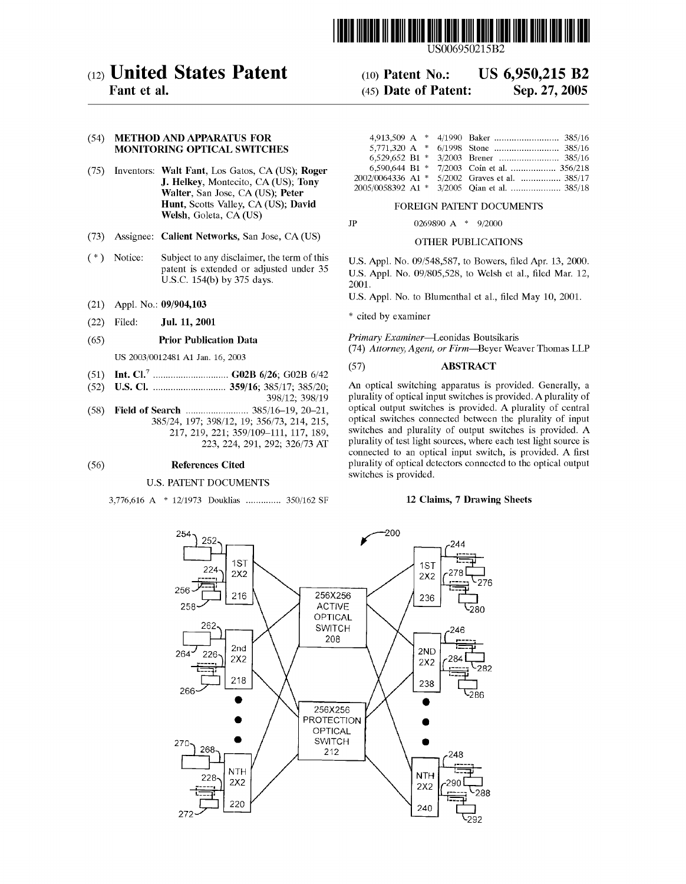US006950215B2

# (12) United States Patent
**Fant et al.**

(10) Patent No.: **US 6,950,215 B2**

(45) Date of Patent: **Sep. 27, 2005**

(54) **METHOD AND APPARATUS FOR MONITORING OPTICAL SWITCHES**

(75) Inventors: **Walt Fant**, Los Gatos, CA (US); **Roger J. Helkey**, Montecito, CA (US); **Tony Walter**, San Jose, CA (US); **Peter Hunt**, Scotts Valley, CA (US); **David Welsh**, Goleta, CA (US)

(73) Assignee: **Calient Networks**, San Jose, CA (US)

(*) Notice: Subject to any disclaimer, the term of this patent is extended or adjusted under 35 U.S.C. 154(b) by 375 days.

(21) Appl. No.: **09/904,103**

(22) Filed: **Jul. 11, 2001**

(65) **Prior Publication Data**

US 2003/0012481 A1 Jan. 16, 2003

(51) **Int. Cl.**[7] .............................. **G02B 6/26**; G02B 6/42

(52) **U.S. Cl.** ............................ **359/16**; 385/17; 385/20; 398/12; 398/19

(58) **Field of Search** ......................... 385/16–19, 20–21, 385/24, 197; 398/12, 19; 356/73, 214, 215, 217, 219, 221; 359/109–111, 117, 189, 223, 224, 291, 292; 326/73 AT

(56) **References Cited**

U.S. PATENT DOCUMENTS

3,776,616 A * 12/1973 Douklias .............. 350/162 SF
4,913,509 A * 4/1990 Baker .......................... 385/16
5,771,320 A * 6/1998 Stone .......................... 385/16
6,529,652 B1 * 3/2003 Brener ......................... 385/16
6,590,644 B1 * 7/2003 Coin et al. .................. 356/218
2002/0064336 A1 * 5/2002 Graves et al. ................ 385/17
2005/0058392 A1 * 3/2005 Qian et al. .................... 385/18

FOREIGN PATENT DOCUMENTS

JP 0269890 A * 9/2000

OTHER PUBLICATIONS

U.S. Appl. No. 09/548,587, to Bowers, filed Apr. 13, 2000.

U.S. Appl. No. 09/805,528, to Welsh et al., filed Mar. 12, 2001.

U.S. Appl. No. to Blumenthal et al., filed May 10, 2001.

\* cited by examiner

*Primary Examiner*—Leonidas Boutsikaris

(74) *Attorney, Agent, or Firm*—Beyer Weaver Thomas LLP

(57) **ABSTRACT**

An optical switching apparatus is provided. Generally, a plurality of optical input switches is provided. A plurality of optical output switches is provided. A plurality of central optical switches connected between the plurality of input switches and plurality of output switches is provided. A plurality of test light sources, where each test light source is connected to an optical input switch, is provided. A first plurality of optical detectors connected to the optical output switches is provided.

**12 Claims, 7 Drawing Sheets**

200

1ST 2X2 216
2nd 2X2 218
NTH 2X2 220
256X256 ACTIVE OPTICAL SWITCH 208
256X256 PROTECTION OPTICAL SWITCH 212
1ST 2X2 236
2ND 2X2 238
NTH 2X2 240
254 252 224 256 258 262 264 226 266 270 268 228 272
244 278 276 280 246 284 282 286 248 290 288 292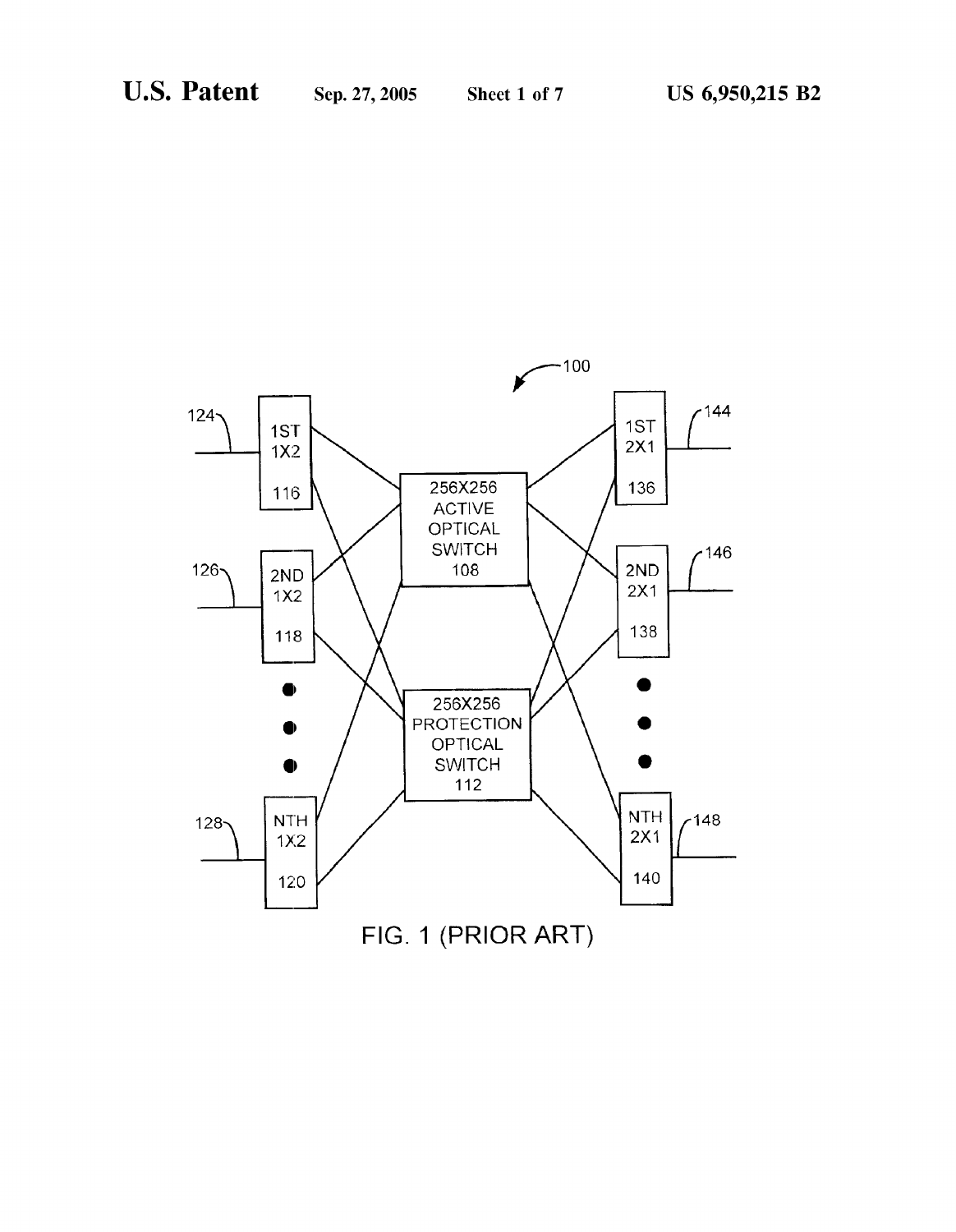100

124

1ST
1X2
116

126

2ND
1X2
118

128

NTH
1X2
120

256X256
ACTIVE
OPTICAL
SWITCH
108

256X256
PROTECTION
OPTICAL
SWITCH
112

1ST
2X1
136

144

2ND
2X1
138

146

NTH
2X1
140

148

FIG. 1 (PRIOR ART)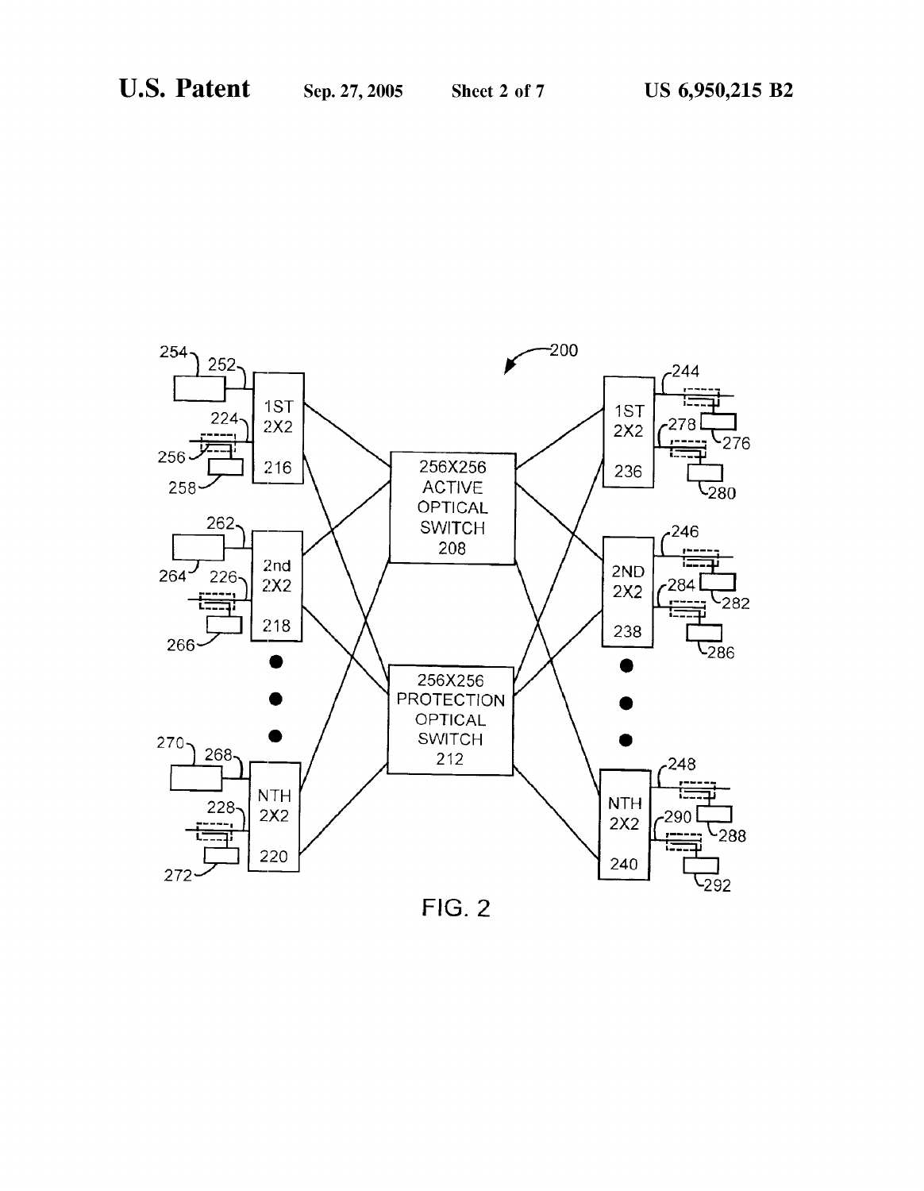200

254

252

1ST
2X2
216

224

256

258

262

264

226

2nd
2X2
218

266

270

268

228

NTH
2X2
220

272

256X256
ACTIVE
OPTICAL
SWITCH
208

256X256
PROTECTION
OPTICAL
SWITCH
212

244

1ST
2X2
236

278

276

280

246

2ND
2X2
238

284

282

286

248

NTH
2X2
240

290

288

292

FIG. 2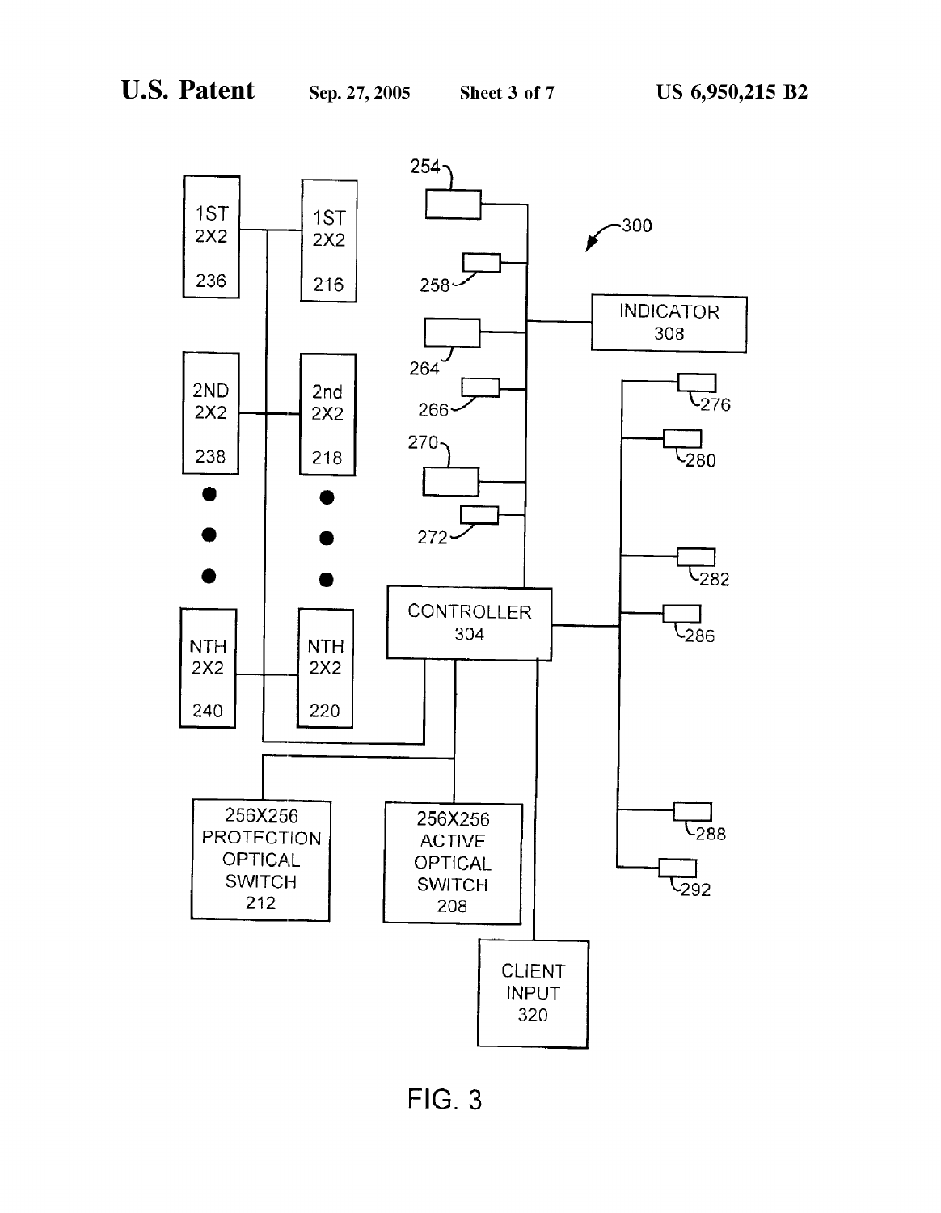300

254

258

264

266

270

272

INDICATOR
308

276

280

282

286

288

292

1ST
2X2
236

1ST
2X2
216

2ND
2X2
238

2nd
2X2
218

NTH
2X2
240

NTH
2X2
220

CONTROLLER
304

256X256
PROTECTION
OPTICAL
SWITCH
212

256X256
ACTIVE
OPTICAL
SWITCH
208

CLIENT
INPUT
320

FIG. 3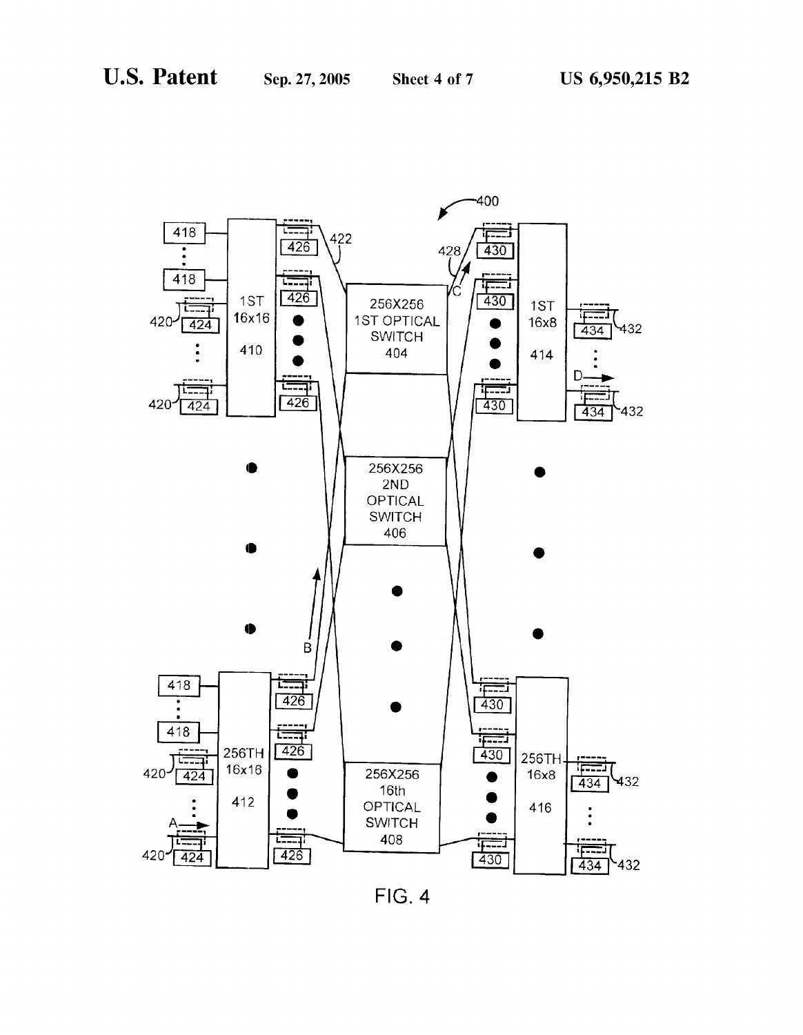400

418

418

1ST 16x16

410

426

426

426

422

420

424

420

424

256X256 1ST OPTICAL SWITCH 404

256X256 2ND OPTICAL SWITCH 406

256X256 16th OPTICAL SWITCH 408

428

C

430

430

430

1ST 16x8

414

434

432

D

434

432

B

418

418

256TH 16x16

412

420

424

A

420

424

426

426

426

430

430

430

256TH 16x8

416

434

432

434

432

FIG. 4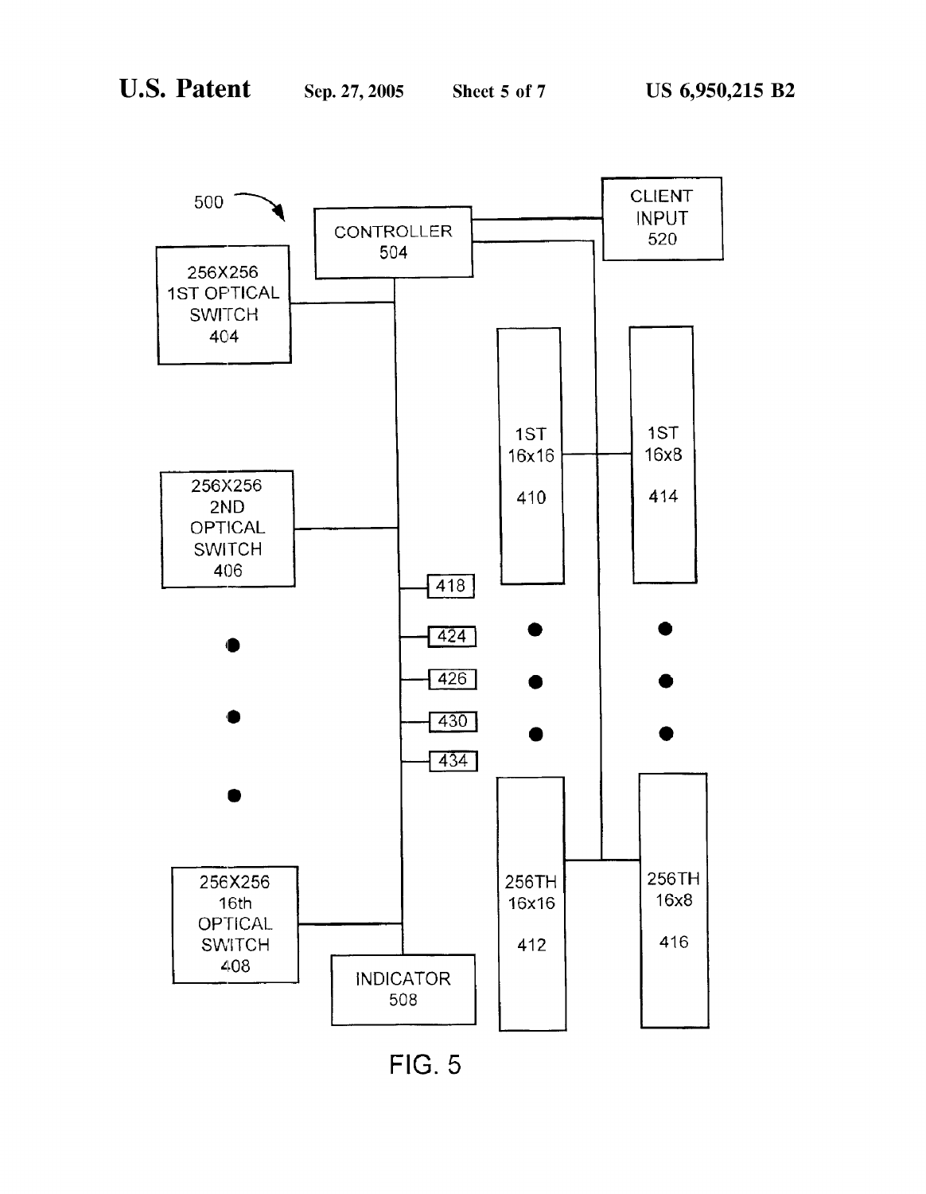500

CONTROLLER
504

CLIENT
INPUT
520

256X256
1ST OPTICAL
SWITCH
404

256X256
2ND
OPTICAL
SWITCH
406

256X256
16th
OPTICAL
SWITCH
408

1ST
16x16
410

1ST
16x8
414

418

424

426

430

434

256TH
16x16
412

256TH
16x8
416

INDICATOR
508

FIG. 5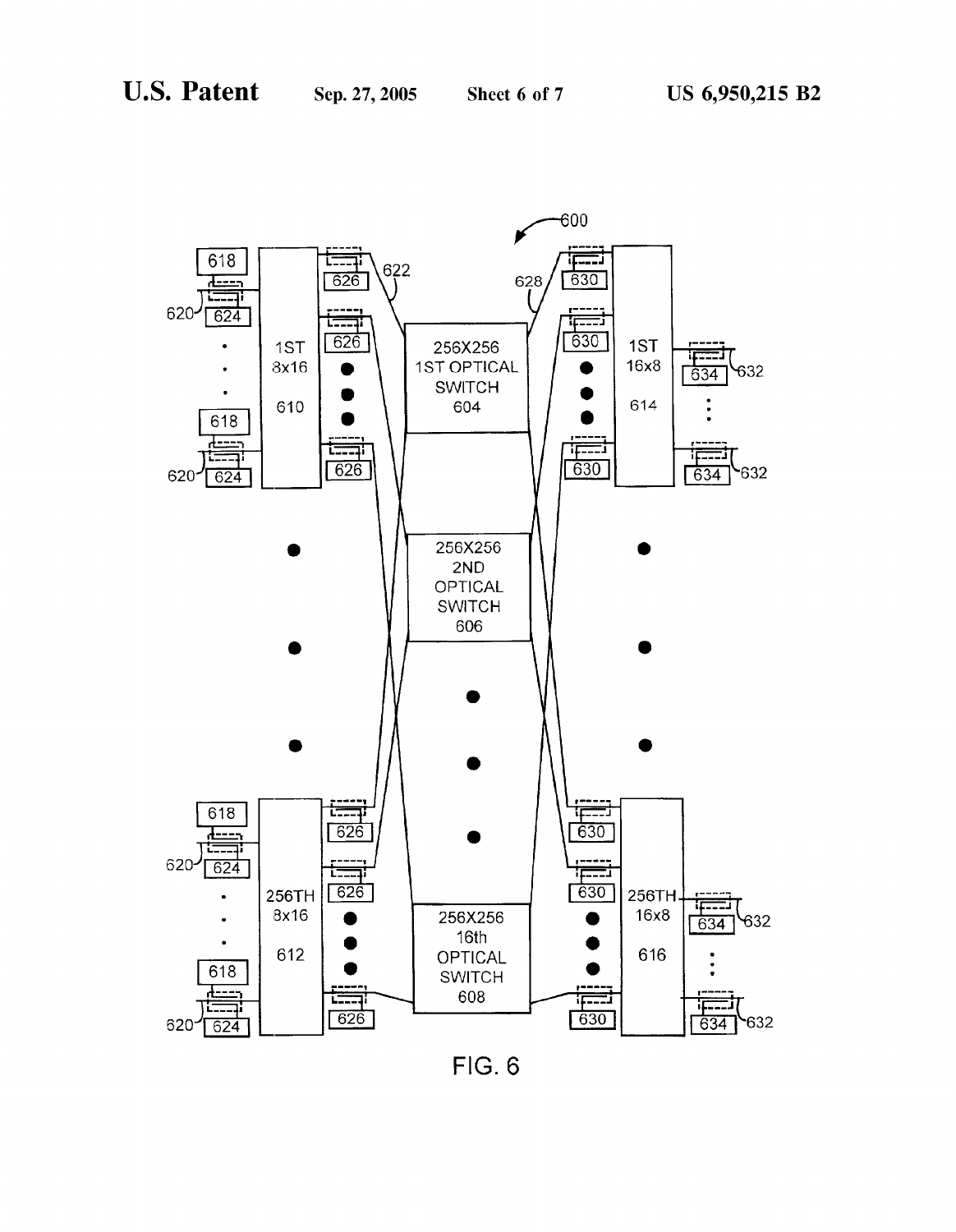600

618

620

624

1ST
8x16

610

626

622

256X256
1ST OPTICAL
SWITCH
604

628

630

1ST
16x8

614

634

632

256X256
2ND
OPTICAL
SWITCH
606

256TH
8x16

612

256X256
16th
OPTICAL
SWITCH
608

256TH
16x8

616

FIG. 6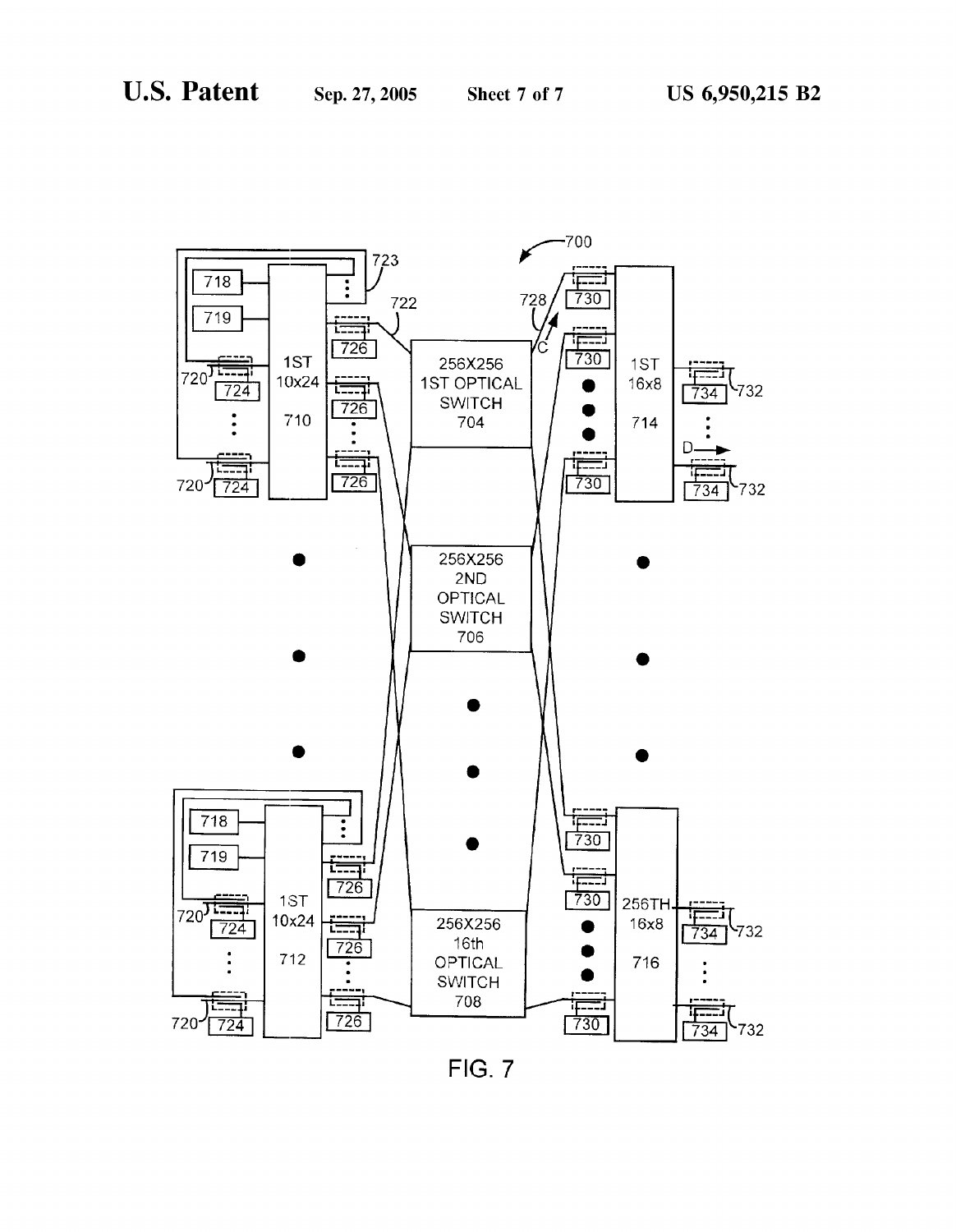700

718

719

723

722

720

724

726

1ST
10x24

710

256X256
1ST OPTICAL
SWITCH
704

728

C

730

1ST
16x8

714

734

732

D

256X256
2ND
OPTICAL
SWITCH
706

718

719

720

724

726

1ST
10x24

712

256X256
16th
OPTICAL
SWITCH
708

730

256TH
16x8

716

734

732

FIG. 7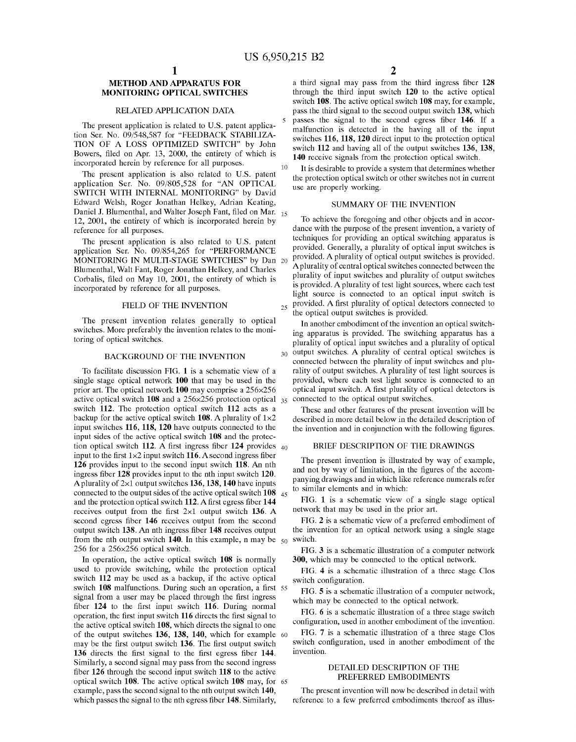# METHOD AND APPARATUS FOR MONITORING OPTICAL SWITCHES

## RELATED APPLICATION DATA

The present application is related to U.S. patent application Ser. No. 09/548,587 for "FEEDBACK STABILIZATION OF A LOSS OPTIMIZED SWITCH" by John Bowers, filed on Apr. 13, 2000, the entirety of which is incorporated herein by reference for all purposes.

The present application is also related to U.S. patent application Ser. No. 09/805,528 for "AN OPTICAL SWITCH WITH INTERNAL MONITORING" by David Edward Welsh, Roger Jonathan Helkey, Adrian Keating, Daniel J. Blumenthal, and Walter Joseph Fant, filed on Mar. 12, 2001, the entirety of which is incorporated herein by reference for all purposes.

The present application is also related to U.S. patent application Ser. No. 09/854,265 for "PERFORMANCE MONITORING IN MULTI-STAGE SWITCHES" by Dan Blumenthal, Walt Fant, Roger Jonathan Helkey, and Charles Corbalis, filed on May 10, 2001, the entirety of which is incorporated by reference for all purposes.

## FIELD OF THE INVENTION

The present invention relates generally to optical switches. More preferably the invention relates to the monitoring of optical switches.

## BACKGROUND OF THE INVENTION

To facilitate discussion FIG. **1** is a schematic view of a single stage optical network **100** that may be used in the prior art. The optical network **100** may comprise a 256×256 active optical switch **108** and a 256×256 protection optical switch **112**. The protection optical switch **112** acts as a backup for the active optical switch **108**. A plurality of 1×2 input switches **116**, **118**, **120** have outputs connected to the input sides of the active optical switch **108** and the protection optical switch **112**. A first ingress fiber **124** provides input to the first 1×2 input switch **116**. A second ingress fiber **126** provides input to the second input switch **118**. An nth ingress fiber **128** provides input to the nth input switch **120**. A plurality of 2×1 output switches **136**, **138**, **140** have inputs connected to the output sides of the active optical switch **108** and the protection optical switch **112**. A first egress fiber **144** receives output from the first 2×1 output switch **136**. A second egress fiber **146** receives output from the second output switch **138**. An nth ingress fiber **148** receives output from the nth output switch **140**. In this example, n may be 256 for a 256×256 optical switch.

In operation, the active optical switch **108** is normally used to provide switching, while the protection optical switch **112** may be used as a backup, if the active optical switch **108** malfunctions. During such an operation, a first signal from a user may be placed through the first ingress fiber **124** to the first input switch **116**. During normal operation, the first input switch **116** directs the first signal to the active optical switch **108**, which directs the signal to one of the output switches **136**, **138**, **140**, which for example may be the first output switch **136**. The first output switch **136** directs the first signal to the first egress fiber **144**. Similarly, a second signal may pass from the second ingress fiber **126** through the second input switch **118** to the active optical switch **108**. The active optical switch **108** may, for example, pass the second signal to the nth output switch **140**, which passes the signal to the nth egress fiber **148**. Similarly, a third signal may pass from the third ingress fiber **128** through the third input switch **120** to the active optical switch **108**. The active optical switch **108** may, for example, pass the third signal to the second output switch **138**, which passes the signal to the second egress fiber **146**. If a malfunction is detected in the having all of the input switches **116**, **118**, **120** direct input to the protection optical switch **112** and having all of the output switches **136**, **138**, **140** receive signals from the protection optical switch.

It is desirable to provide a system that determines whether the protection optical switch or other switches not in current use are properly working.

## SUMMARY OF THE INVENTION

To achieve the foregoing and other objects and in accordance with the purpose of the present invention, a variety of techniques for providing an optical switching apparatus is provided. Generally, a plurality of optical input switches is provided. A plurality of optical output switches is provided. A plurality of central optical switches connected between the plurality of input switches and plurality of output switches is provided. A plurality of test light sources, where each test light source is connected to an optical input switch is provided. A first plurality of optical detectors connected to the optical output switches is provided.

In another embodiment of the invention an optical switching apparatus is provided. The switching apparatus has a plurality of optical input switches and a plurality of optical output switches. A plurality of central optical switches is connected between the plurality of input switches and plurality of output switches. A plurality of test light sources is provided, where each test light source is connected to an optical input switch. A first plurality of optical detectors is connected to the optical output switches.

These and other features of the present invention will be described in more detail below in the detailed description of the invention and in conjunction with the following figures.

## BRIEF DESCRIPTION OF THE DRAWINGS

The present invention is illustrated by way of example, and not by way of limitation, in the figures of the accompanying drawings and in which like reference numerals refer to similar elements and in which:

FIG. 1 is a schematic view of a single stage optical network that may be used in the prior art.

FIG. 2 is a schematic view of a preferred embodiment of the invention for an optical network using a single stage switch.

FIG. 3 is a schematic illustration of a computer network **300**, which may be connected to the optical network.

FIG. 4 is a schematic illustration of a three stage Clos switch configuration.

FIG. 5 is a schematic illustration of a computer network, which may be connected to the optical network.

FIG. 6 is a schematic illustration of a three stage switch configuration, used in another embodiment of the invention.

FIG. 7 is a schematic illustration of a three stage Clos switch configuration, used in another embodiment of the invention.

## DETAILED DESCRIPTION OF THE PREFERRED EMBODIMENTS

The present invention will now be described in detail with reference to a few preferred embodiments thereof as illus-